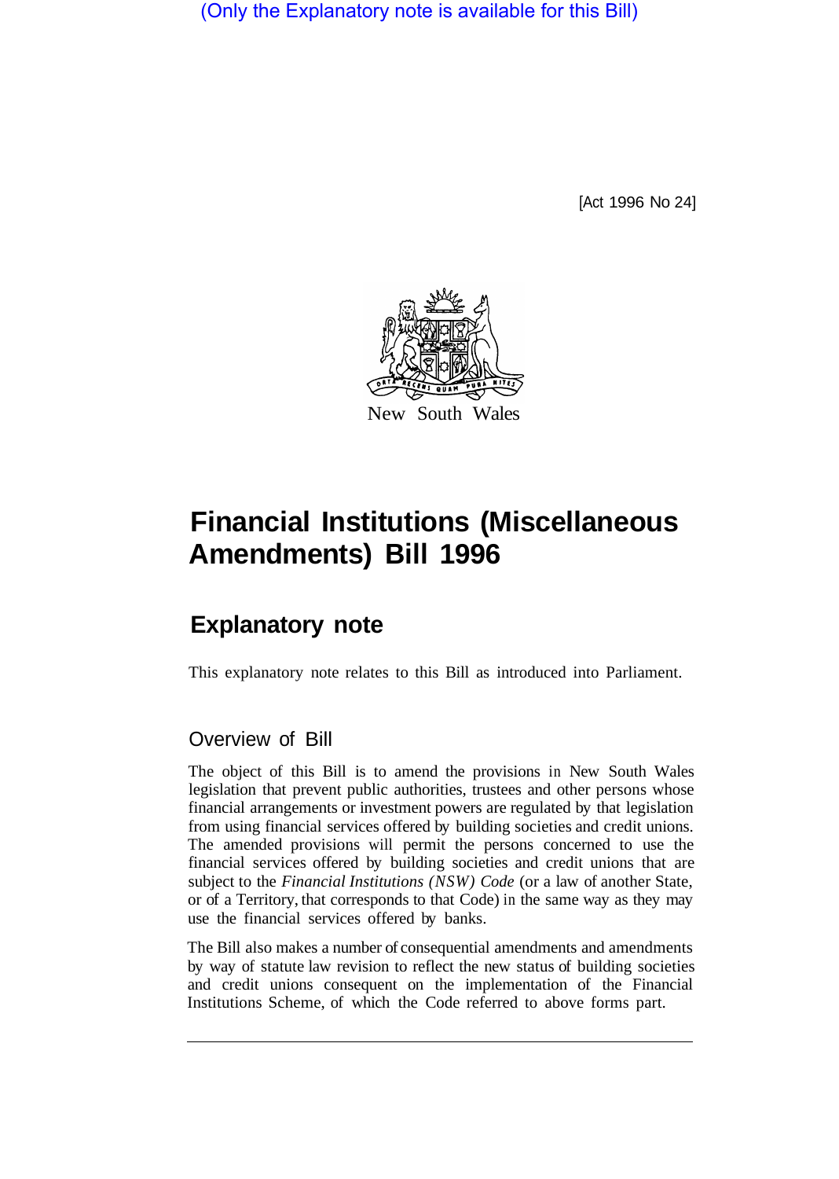(Only the Explanatory note is available for this Bill)

[Act 1996 No 24]

New South Wales

# Financial Institutions (Miscellaneous Amendments) Bill 1996

## Explanatory note

This explanatory note relates to this Bill as introduced into Parliament.

### Overview of Bill

The object of this Bill is to amend the provisions in New South Wales legislation that prevent public authorities, trustees and other persons whose financial arrangements or investment powers are regulated by that legislation from using financial services offered by building societies and credit unions. The amended provisions will permit the persons concerned to use the financial services offered by building societies and credit unions that are subject to the *Financial Institutions (NSW) Code* (or a law of another State, or of a Territory, that corresponds to that Code) in the same way as they may use the financial services offered by banks.

The Bill also makes a number of consequential amendments and amendments by way of statute law revision to reflect the new status of building societies and credit unions consequent on the implementation of the Financial Institutions Scheme, of which the Code referred to above forms part.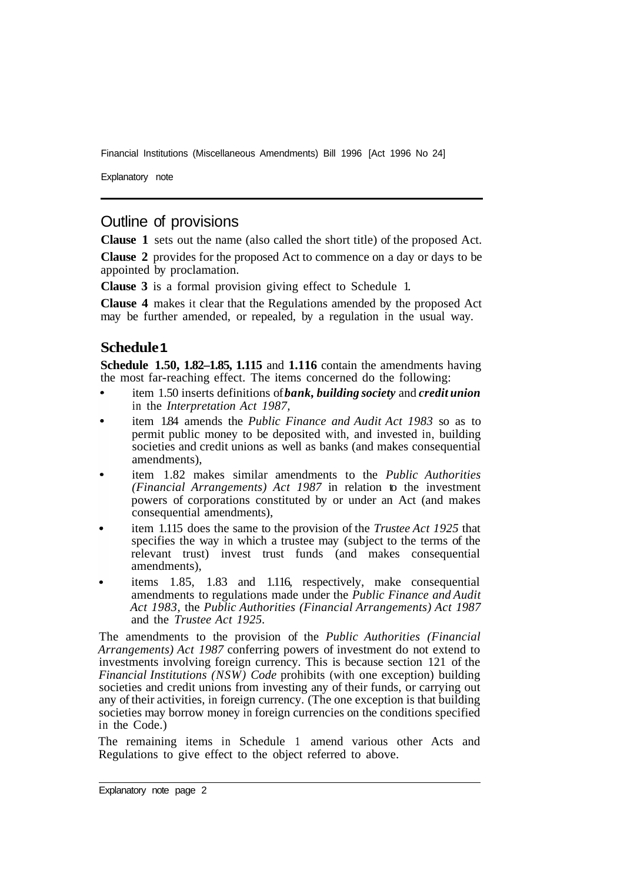## Outline of provisions

**Clause 1** sets out the name (also called the short title) of the proposed Act.

**Clause 2** provides for the proposed Act to commence on a day or days to be appointed by proclamation.

**Clause 3** is a formal provision giving effect to Schedule 1.

**Clause 4** makes it clear that the Regulations amended by the proposed Act may be further amended, or repealed, by a regulation in the usual way.

### Schedule 1

**Schedule 1.50, 1.82–1.85, 1.115** and **1.116** contain the amendments having the most far-reaching effect. The items concerned do the following:

- item 1.50 inserts definitions of ***bank***, ***building society*** and ***credit union*** in the *Interpretation Act 1987*,
- item 1.84 amends the *Public Finance and Audit Act 1983* so as to permit public money to be deposited with, and invested in, building societies and credit unions as well as banks (and makes consequential amendments),
- item 1.82 makes similar amendments to the *Public Authorities (Financial Arrangements) Act 1987* in relation to the investment powers of corporations constituted by or under an Act (and makes consequential amendments),
- item 1.115 does the same to the provision of the *Trustee Act 1925* that specifies the way in which a trustee may (subject to the terms of the relevant trust) invest trust funds (and makes consequential amendments),
- items 1.85, 1.83 and 1.116, respectively, make consequential amendments to regulations made under the *Public Finance and Audit Act 1983*, the *Public Authorities (Financial Arrangements) Act 1987* and the *Trustee Act 1925*.

The amendments to the provision of the *Public Authorities (Financial Arrangements) Act 1987* conferring powers of investment do not extend to investments involving foreign currency. This is because section 121 of the *Financial Institutions (NSW) Code* prohibits (with one exception) building societies and credit unions from investing any of their funds, or carrying out any of their activities, in foreign currency. (The one exception is that building societies may borrow money in foreign currencies on the conditions specified in the Code.)

The remaining items in Schedule 1 amend various other Acts and Regulations to give effect to the object referred to above.